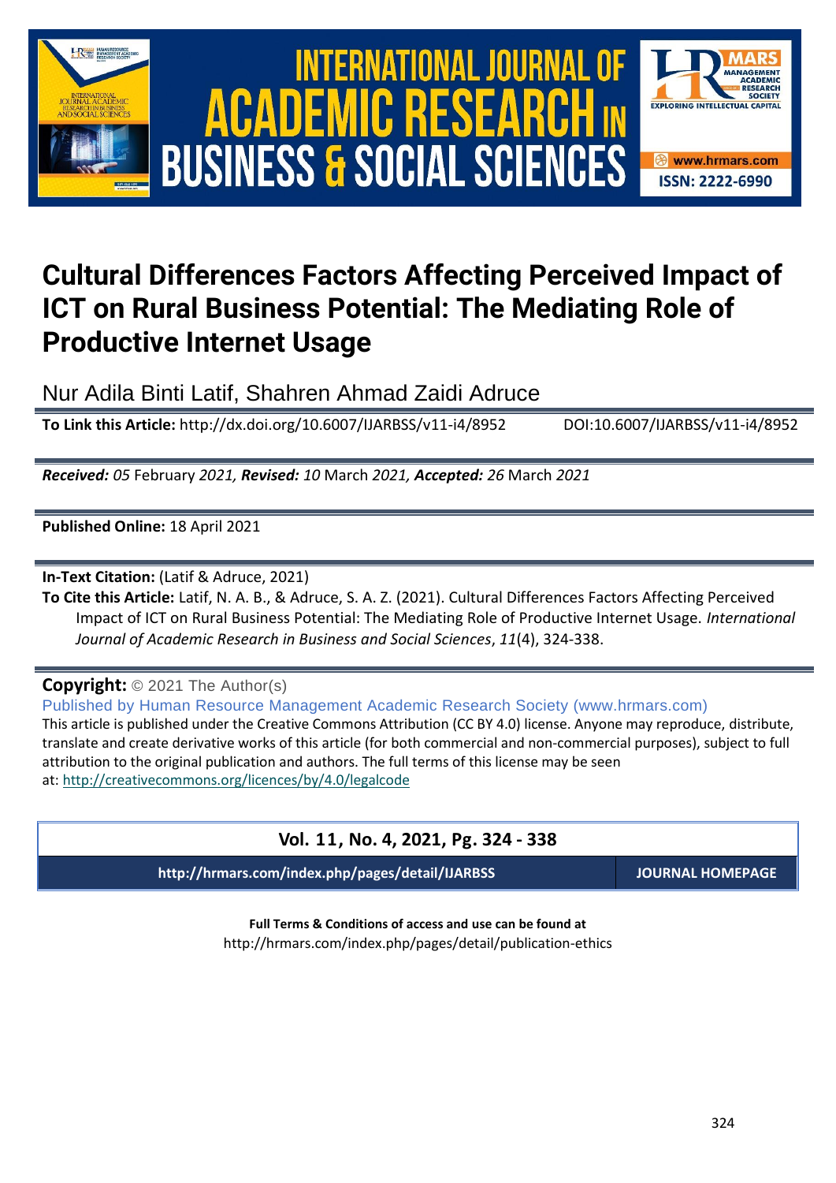# Cultural Differences Factors Affecting Perceived Impact of ICT on Rural Business Potential: The Mediating Role of Productive Internet Usage

Nur Adila Binti Latif, Shahren Ahmad Zaidi Adruce

**To Link this Article:** http://dx.doi.org/10.6007/IJARBSS/v11-i4/8952 DOI:10.6007/IJARBSS/v11-i4/8952

***Received:*** *05* February *2021,* ***Revised:*** *10* March *2021,* ***Accepted:*** *26* March *2021*

**Published Online:** 18 April 2021

**In-Text Citation:** (Latif & Adruce, 2021)

**To Cite this Article:** Latif, N. A. B., & Adruce, S. A. Z. (2021). Cultural Differences Factors Affecting Perceived Impact of ICT on Rural Business Potential: The Mediating Role of Productive Internet Usage. *International Journal of Academic Research in Business and Social Sciences*, *11*(4), 324-338.

**Copyright:** © 2021 The Author(s)

Published by Human Resource Management Academic Research Society (www.hrmars.com)

This article is published under the Creative Commons Attribution (CC BY 4.0) license. Anyone may reproduce, distribute, translate and create derivative works of this article (for both commercial and non-commercial purposes), subject to full attribution to the original publication and authors. The full terms of this license may be seen at: http://creativecommons.org/licences/by/4.0/legalcode

**Vol. 11, No. 4, 2021, Pg. 324 - 338**

**http://hrmars.com/index.php/pages/detail/IJARBSS** **JOURNAL HOMEPAGE**

**Full Terms & Conditions of access and use can be found at**
http://hrmars.com/index.php/pages/detail/publication-ethics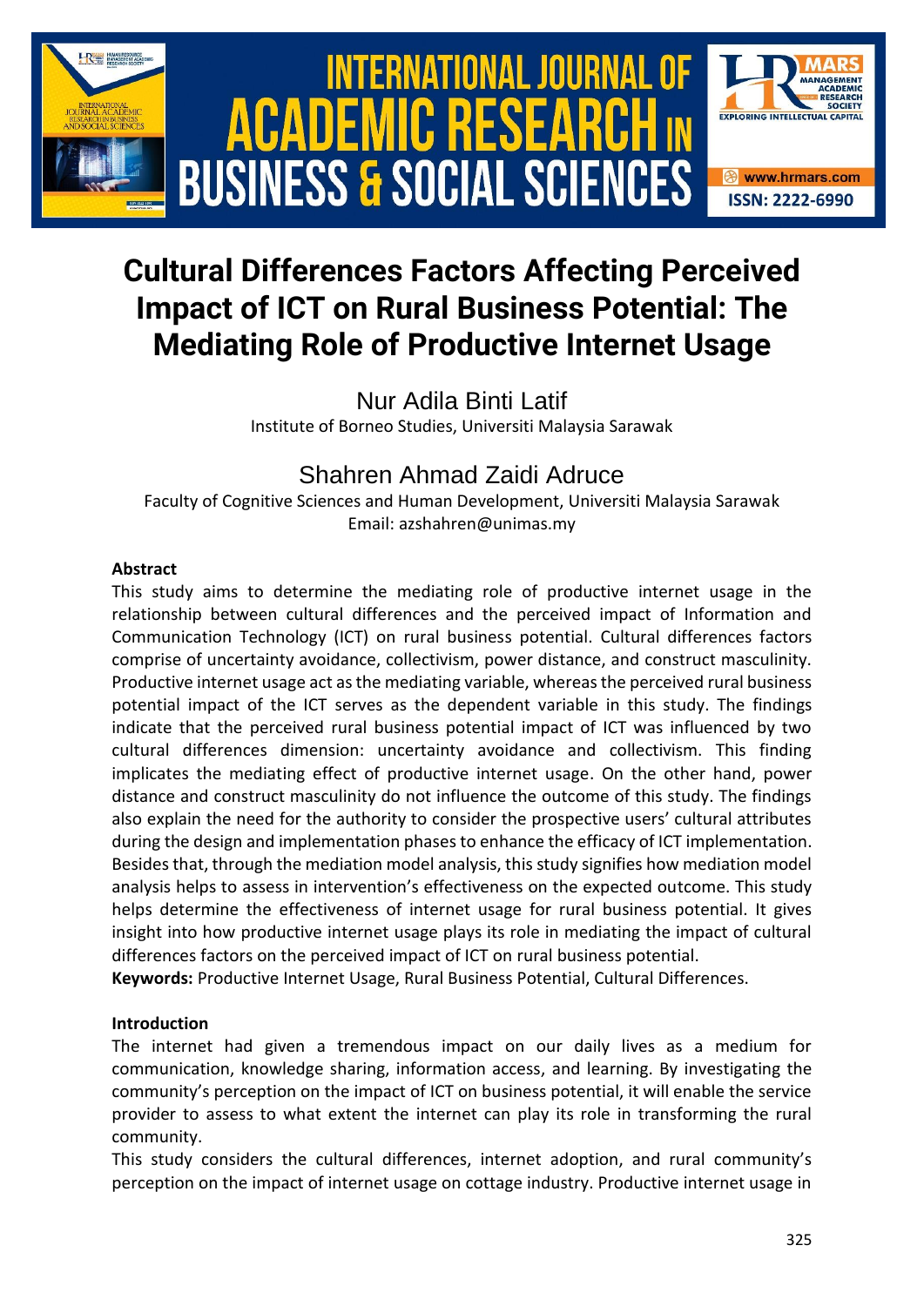# Cultural Differences Factors Affecting Perceived Impact of ICT on Rural Business Potential: The Mediating Role of Productive Internet Usage

Nur Adila Binti Latif
Institute of Borneo Studies, Universiti Malaysia Sarawak

Shahren Ahmad Zaidi Adruce
Faculty of Cognitive Sciences and Human Development, Universiti Malaysia Sarawak
Email: azshahren@unimas.my

### Abstract

This study aims to determine the mediating role of productive internet usage in the relationship between cultural differences and the perceived impact of Information and Communication Technology (ICT) on rural business potential. Cultural differences factors comprise of uncertainty avoidance, collectivism, power distance, and construct masculinity. Productive internet usage act as the mediating variable, whereas the perceived rural business potential impact of the ICT serves as the dependent variable in this study. The findings indicate that the perceived rural business potential impact of ICT was influenced by two cultural differences dimension: uncertainty avoidance and collectivism. This finding implicates the mediating effect of productive internet usage. On the other hand, power distance and construct masculinity do not influence the outcome of this study. The findings also explain the need for the authority to consider the prospective users' cultural attributes during the design and implementation phases to enhance the efficacy of ICT implementation. Besides that, through the mediation model analysis, this study signifies how mediation model analysis helps to assess in intervention's effectiveness on the expected outcome. This study helps determine the effectiveness of internet usage for rural business potential. It gives insight into how productive internet usage plays its role in mediating the impact of cultural differences factors on the perceived impact of ICT on rural business potential.

**Keywords:** Productive Internet Usage, Rural Business Potential, Cultural Differences.

### Introduction

The internet had given a tremendous impact on our daily lives as a medium for communication, knowledge sharing, information access, and learning. By investigating the community's perception on the impact of ICT on business potential, it will enable the service provider to assess to what extent the internet can play its role in transforming the rural community.

This study considers the cultural differences, internet adoption, and rural community's perception on the impact of internet usage on cottage industry. Productive internet usage in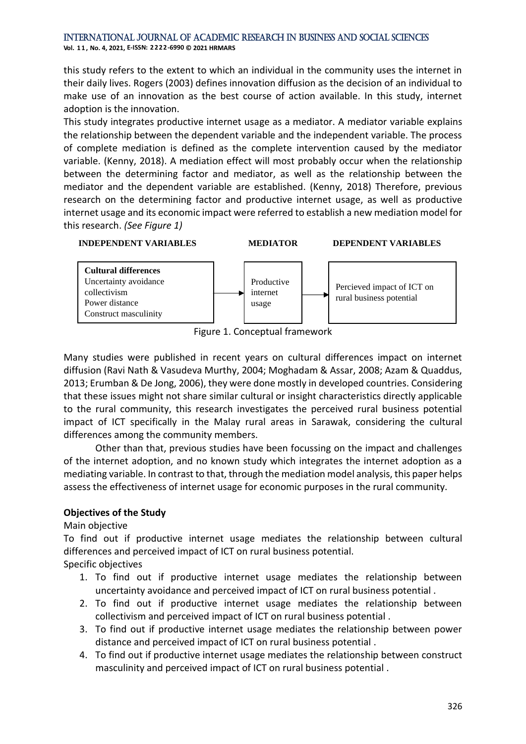this study refers to the extent to which an individual in the community uses the internet in their daily lives. Rogers (2003) defines innovation diffusion as the decision of an individual to make use of an innovation as the best course of action available. In this study, internet adoption is the innovation.

This study integrates productive internet usage as a mediator. A mediator variable explains the relationship between the dependent variable and the independent variable. The process of complete mediation is defined as the complete intervention caused by the mediator variable. (Kenny, 2018). A mediation effect will most probably occur when the relationship between the determining factor and mediator, as well as the relationship between the mediator and the dependent variable are established. (Kenny, 2018) Therefore, previous research on the determining factor and productive internet usage, as well as productive internet usage and its economic impact were referred to establish a new mediation model for this research. *(See Figure 1)*

| INDEPENDENT VARIABLES | | MEDIATOR | | DEPENDENT VARIABLES |
|---|---|---|---|---|
| **Cultural differences**<br>Uncertainty avoidance<br>collectivism<br>Power distance<br>Construct masculinity | → | Productive internet usage | → | Percieved impact of ICT on rural business potential |

Figure 1. Conceptual framework

Many studies were published in recent years on cultural differences impact on internet diffusion (Ravi Nath & Vasudeva Murthy, 2004; Moghadam & Assar, 2008; Azam & Quaddus, 2013; Erumban & De Jong, 2006), they were done mostly in developed countries. Considering that these issues might not share similar cultural or insight characteristics directly applicable to the rural community, this research investigates the perceived rural business potential impact of ICT specifically in the Malay rural areas in Sarawak, considering the cultural differences among the community members.

Other than that, previous studies have been focussing on the impact and challenges of the internet adoption, and no known study which integrates the internet adoption as a mediating variable. In contrast to that, through the mediation model analysis, this paper helps assess the effectiveness of internet usage for economic purposes in the rural community.

### Objectives of the Study

Main objective

To find out if productive internet usage mediates the relationship between cultural differences and perceived impact of ICT on rural business potential.

Specific objectives

1. To find out if productive internet usage mediates the relationship between uncertainty avoidance and perceived impact of ICT on rural business potential .
2. To find out if productive internet usage mediates the relationship between collectivism and perceived impact of ICT on rural business potential .
3. To find out if productive internet usage mediates the relationship between power distance and perceived impact of ICT on rural business potential .
4. To find out if productive internet usage mediates the relationship between construct masculinity and perceived impact of ICT on rural business potential .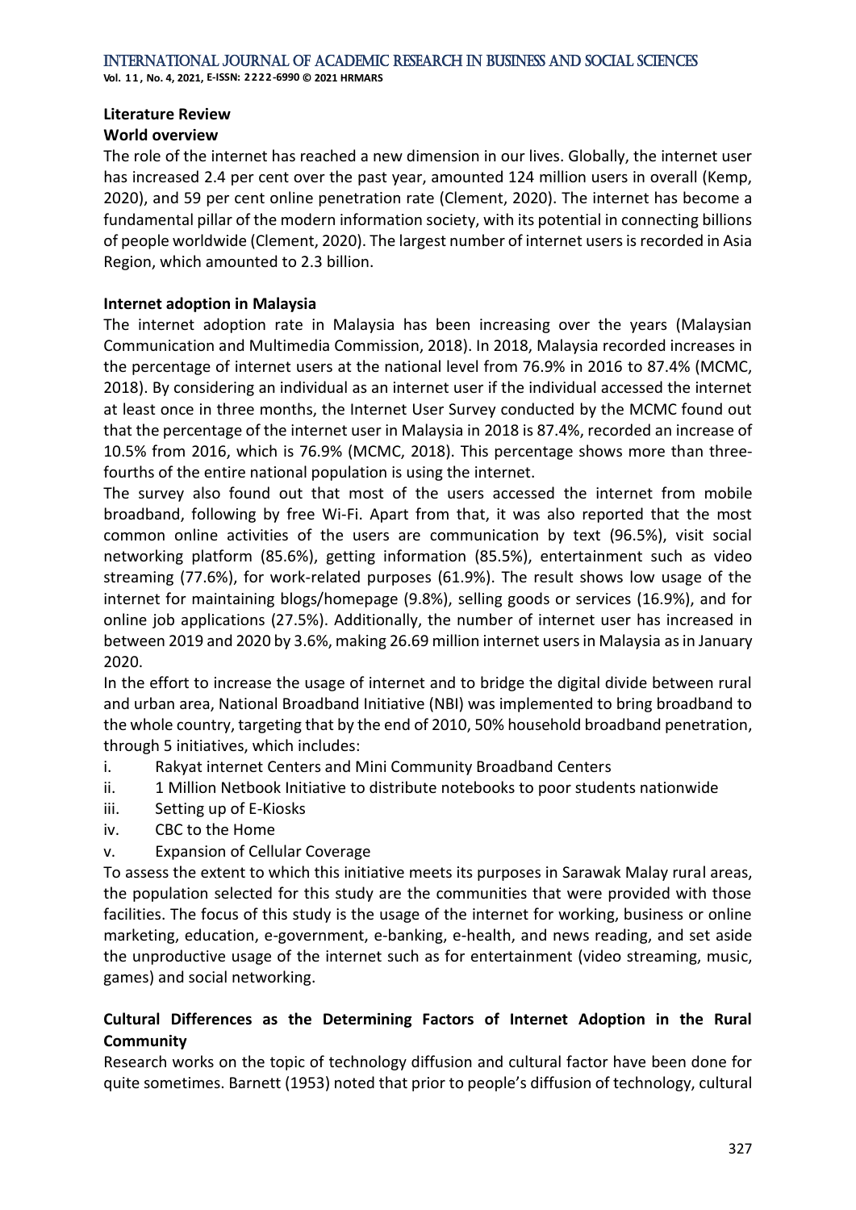## Literature Review

### World overview

The role of the internet has reached a new dimension in our lives. Globally, the internet user has increased 2.4 per cent over the past year, amounted 124 million users in overall (Kemp, 2020), and 59 per cent online penetration rate (Clement, 2020). The internet has become a fundamental pillar of the modern information society, with its potential in connecting billions of people worldwide (Clement, 2020). The largest number of internet users is recorded in Asia Region, which amounted to 2.3 billion.

### Internet adoption in Malaysia

The internet adoption rate in Malaysia has been increasing over the years (Malaysian Communication and Multimedia Commission, 2018). In 2018, Malaysia recorded increases in the percentage of internet users at the national level from 76.9% in 2016 to 87.4% (MCMC, 2018). By considering an individual as an internet user if the individual accessed the internet at least once in three months, the Internet User Survey conducted by the MCMC found out that the percentage of the internet user in Malaysia in 2018 is 87.4%, recorded an increase of 10.5% from 2016, which is 76.9% (MCMC, 2018). This percentage shows more than three-fourths of the entire national population is using the internet.

The survey also found out that most of the users accessed the internet from mobile broadband, following by free Wi-Fi. Apart from that, it was also reported that the most common online activities of the users are communication by text (96.5%), visit social networking platform (85.6%), getting information (85.5%), entertainment such as video streaming (77.6%), for work-related purposes (61.9%). The result shows low usage of the internet for maintaining blogs/homepage (9.8%), selling goods or services (16.9%), and for online job applications (27.5%). Additionally, the number of internet user has increased in between 2019 and 2020 by 3.6%, making 26.69 million internet users in Malaysia as in January 2020.

In the effort to increase the usage of internet and to bridge the digital divide between rural and urban area, National Broadband Initiative (NBI) was implemented to bring broadband to the whole country, targeting that by the end of 2010, 50% household broadband penetration, through 5 initiatives, which includes:

i. Rakyat internet Centers and Mini Community Broadband Centers
ii. 1 Million Netbook Initiative to distribute notebooks to poor students nationwide
iii. Setting up of E-Kiosks
iv. CBC to the Home
v. Expansion of Cellular Coverage

To assess the extent to which this initiative meets its purposes in Sarawak Malay rural areas, the population selected for this study are the communities that were provided with those facilities. The focus of this study is the usage of the internet for working, business or online marketing, education, e-government, e-banking, e-health, and news reading, and set aside the unproductive usage of the internet such as for entertainment (video streaming, music, games) and social networking.

### Cultural Differences as the Determining Factors of Internet Adoption in the Rural Community

Research works on the topic of technology diffusion and cultural factor have been done for quite sometimes. Barnett (1953) noted that prior to people's diffusion of technology, cultural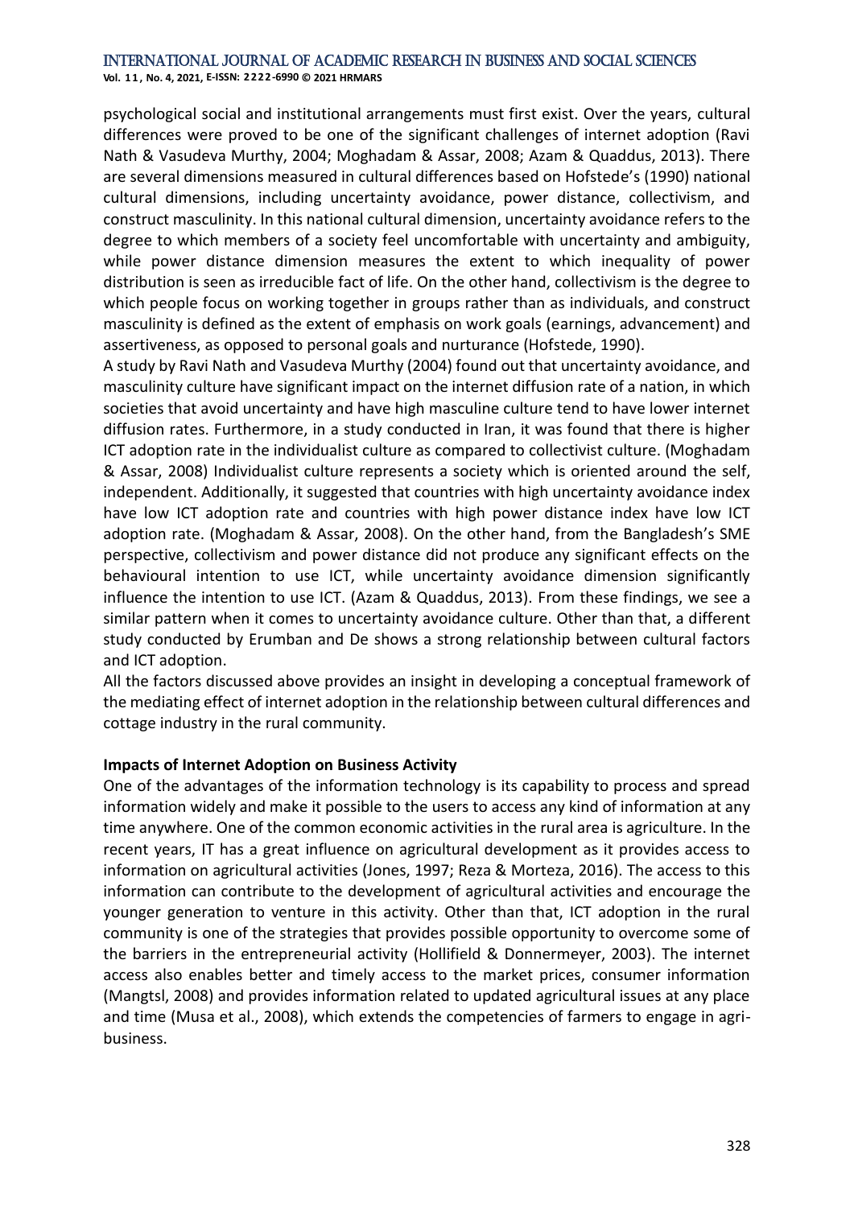psychological social and institutional arrangements must first exist. Over the years, cultural differences were proved to be one of the significant challenges of internet adoption (Ravi Nath & Vasudeva Murthy, 2004; Moghadam & Assar, 2008; Azam & Quaddus, 2013). There are several dimensions measured in cultural differences based on Hofstede's (1990) national cultural dimensions, including uncertainty avoidance, power distance, collectivism, and construct masculinity. In this national cultural dimension, uncertainty avoidance refers to the degree to which members of a society feel uncomfortable with uncertainty and ambiguity, while power distance dimension measures the extent to which inequality of power distribution is seen as irreducible fact of life. On the other hand, collectivism is the degree to which people focus on working together in groups rather than as individuals, and construct masculinity is defined as the extent of emphasis on work goals (earnings, advancement) and assertiveness, as opposed to personal goals and nurturance (Hofstede, 1990).

A study by Ravi Nath and Vasudeva Murthy (2004) found out that uncertainty avoidance, and masculinity culture have significant impact on the internet diffusion rate of a nation, in which societies that avoid uncertainty and have high masculine culture tend to have lower internet diffusion rates. Furthermore, in a study conducted in Iran, it was found that there is higher ICT adoption rate in the individualist culture as compared to collectivist culture. (Moghadam & Assar, 2008) Individualist culture represents a society which is oriented around the self, independent. Additionally, it suggested that countries with high uncertainty avoidance index have low ICT adoption rate and countries with high power distance index have low ICT adoption rate. (Moghadam & Assar, 2008). On the other hand, from the Bangladesh's SME perspective, collectivism and power distance did not produce any significant effects on the behavioural intention to use ICT, while uncertainty avoidance dimension significantly influence the intention to use ICT. (Azam & Quaddus, 2013). From these findings, we see a similar pattern when it comes to uncertainty avoidance culture. Other than that, a different study conducted by Erumban and De shows a strong relationship between cultural factors and ICT adoption.

All the factors discussed above provides an insight in developing a conceptual framework of the mediating effect of internet adoption in the relationship between cultural differences and cottage industry in the rural community.

**Impacts of Internet Adoption on Business Activity**

One of the advantages of the information technology is its capability to process and spread information widely and make it possible to the users to access any kind of information at any time anywhere. One of the common economic activities in the rural area is agriculture. In the recent years, IT has a great influence on agricultural development as it provides access to information on agricultural activities (Jones, 1997; Reza & Morteza, 2016). The access to this information can contribute to the development of agricultural activities and encourage the younger generation to venture in this activity. Other than that, ICT adoption in the rural community is one of the strategies that provides possible opportunity to overcome some of the barriers in the entrepreneurial activity (Hollifield & Donnermeyer, 2003). The internet access also enables better and timely access to the market prices, consumer information (Mangtsl, 2008) and provides information related to updated agricultural issues at any place and time (Musa et al., 2008), which extends the competencies of farmers to engage in agri-business.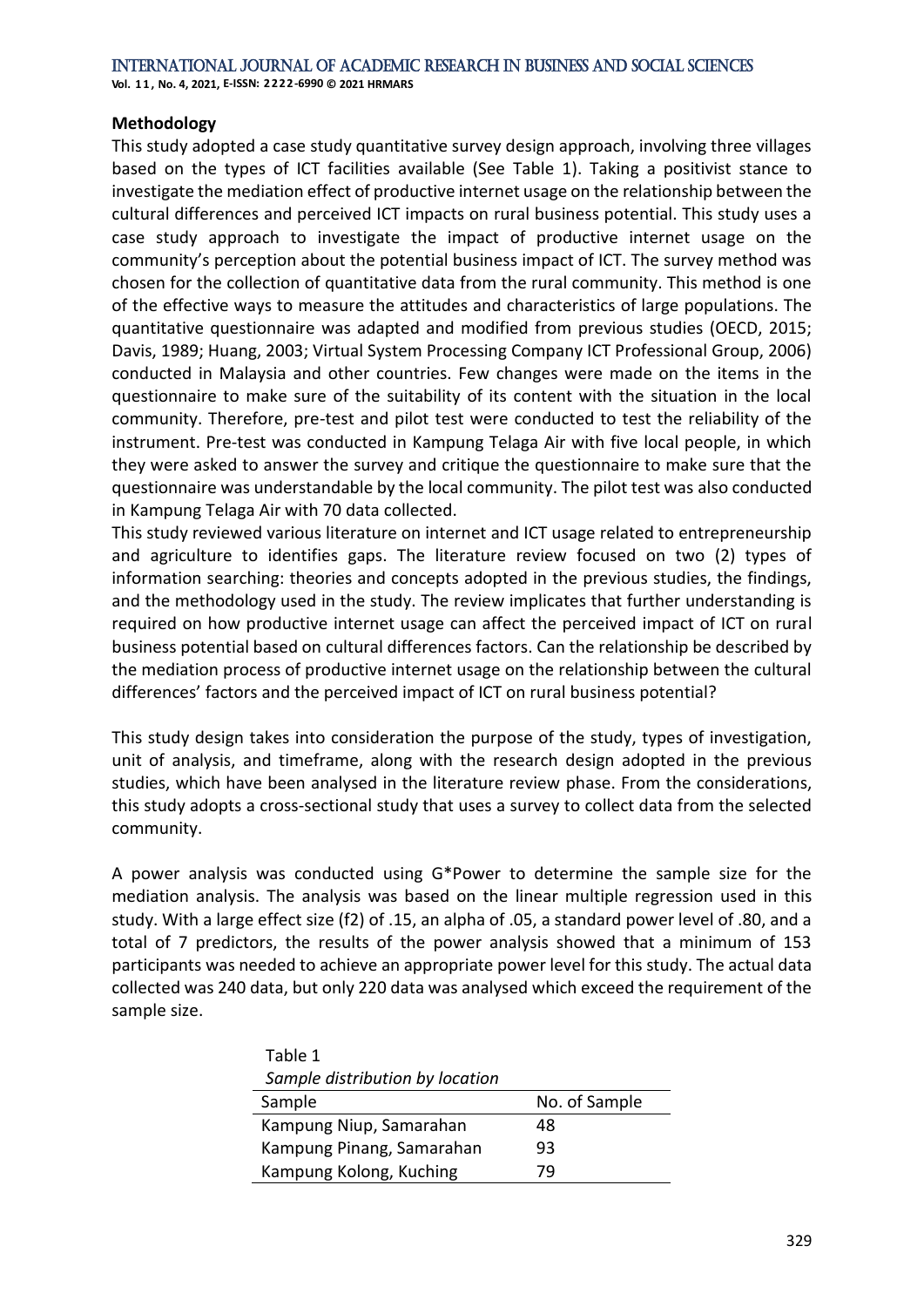## Methodology

This study adopted a case study quantitative survey design approach, involving three villages based on the types of ICT facilities available (See Table 1). Taking a positivist stance to investigate the mediation effect of productive internet usage on the relationship between the cultural differences and perceived ICT impacts on rural business potential. This study uses a case study approach to investigate the impact of productive internet usage on the community's perception about the potential business impact of ICT. The survey method was chosen for the collection of quantitative data from the rural community. This method is one of the effective ways to measure the attitudes and characteristics of large populations. The quantitative questionnaire was adapted and modified from previous studies (OECD, 2015; Davis, 1989; Huang, 2003; Virtual System Processing Company ICT Professional Group, 2006) conducted in Malaysia and other countries. Few changes were made on the items in the questionnaire to make sure of the suitability of its content with the situation in the local community. Therefore, pre-test and pilot test were conducted to test the reliability of the instrument. Pre-test was conducted in Kampung Telaga Air with five local people, in which they were asked to answer the survey and critique the questionnaire to make sure that the questionnaire was understandable by the local community. The pilot test was also conducted in Kampung Telaga Air with 70 data collected.

This study reviewed various literature on internet and ICT usage related to entrepreneurship and agriculture to identifies gaps. The literature review focused on two (2) types of information searching: theories and concepts adopted in the previous studies, the findings, and the methodology used in the study. The review implicates that further understanding is required on how productive internet usage can affect the perceived impact of ICT on rural business potential based on cultural differences factors. Can the relationship be described by the mediation process of productive internet usage on the relationship between the cultural differences' factors and the perceived impact of ICT on rural business potential?

This study design takes into consideration the purpose of the study, types of investigation, unit of analysis, and timeframe, along with the research design adopted in the previous studies, which have been analysed in the literature review phase. From the considerations, this study adopts a cross-sectional study that uses a survey to collect data from the selected community.

A power analysis was conducted using G*Power to determine the sample size for the mediation analysis. The analysis was based on the linear multiple regression used in this study. With a large effect size ($f2$) of .15, an alpha of .05, a standard power level of .80, and a total of 7 predictors, the results of the power analysis showed that a minimum of 153 participants was needed to achieve an appropriate power level for this study. The actual data collected was 240 data, but only 220 data was analysed which exceed the requirement of the sample size.

Table 1
*Sample distribution by location*

| Sample | No. of Sample |
|---|---|
| Kampung Niup, Samarahan | 48 |
| Kampung Pinang, Samarahan | 93 |
| Kampung Kolong, Kuching | 79 |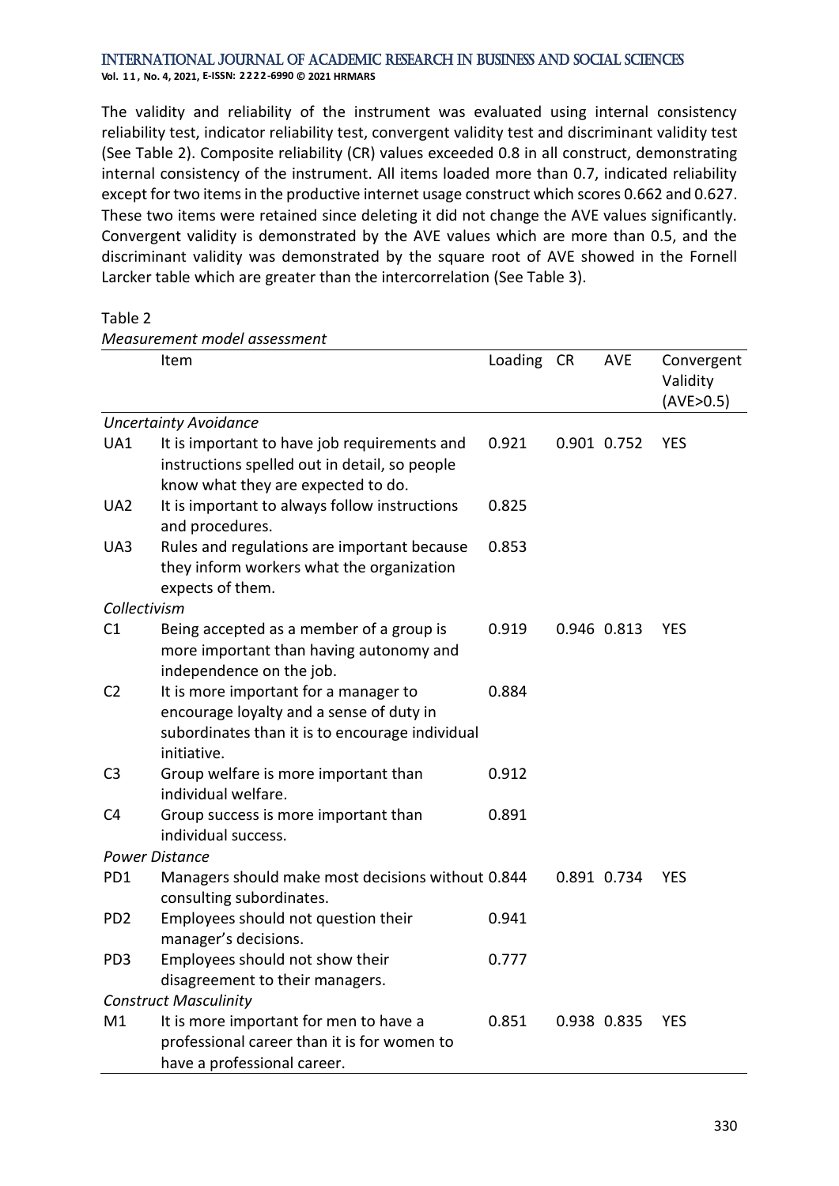The validity and reliability of the instrument was evaluated using internal consistency reliability test, indicator reliability test, convergent validity test and discriminant validity test (See Table 2). Composite reliability (CR) values exceeded 0.8 in all construct, demonstrating internal consistency of the instrument. All items loaded more than 0.7, indicated reliability except for two items in the productive internet usage construct which scores 0.662 and 0.627. These two items were retained since deleting it did not change the AVE values significantly. Convergent validity is demonstrated by the AVE values which are more than 0.5, and the discriminant validity was demonstrated by the square root of AVE showed in the Fornell Larcker table which are greater than the intercorrelation (See Table 3).

Table 2

*Measurement model assessment*

| | Item | Loading | CR | AVE | Convergent Validity (AVE>0.5) |
|---|---|---|---|---|---|
| *Uncertainty Avoidance* | | | | | |
| UA1 | It is important to have job requirements and instructions spelled out in detail, so people know what they are expected to do. | 0.921 | 0.901 | 0.752 | YES |
| UA2 | It is important to always follow instructions and procedures. | 0.825 | | | |
| UA3 | Rules and regulations are important because they inform workers what the organization expects of them. | 0.853 | | | |
| *Collectivism* | | | | | |
| C1 | Being accepted as a member of a group is more important than having autonomy and independence on the job. | 0.919 | 0.946 | 0.813 | YES |
| C2 | It is more important for a manager to encourage loyalty and a sense of duty in subordinates than it is to encourage individual initiative. | 0.884 | | | |
| C3 | Group welfare is more important than individual welfare. | 0.912 | | | |
| C4 | Group success is more important than individual success. | 0.891 | | | |
| *Power Distance* | | | | | |
| PD1 | Managers should make most decisions without consulting subordinates. | 0.844 | 0.891 | 0.734 | YES |
| PD2 | Employees should not question their manager's decisions. | 0.941 | | | |
| PD3 | Employees should not show their disagreement to their managers. | 0.777 | | | |
| *Construct Masculinity* | | | | | |
| M1 | It is more important for men to have a professional career than it is for women to have a professional career. | 0.851 | 0.938 | 0.835 | YES |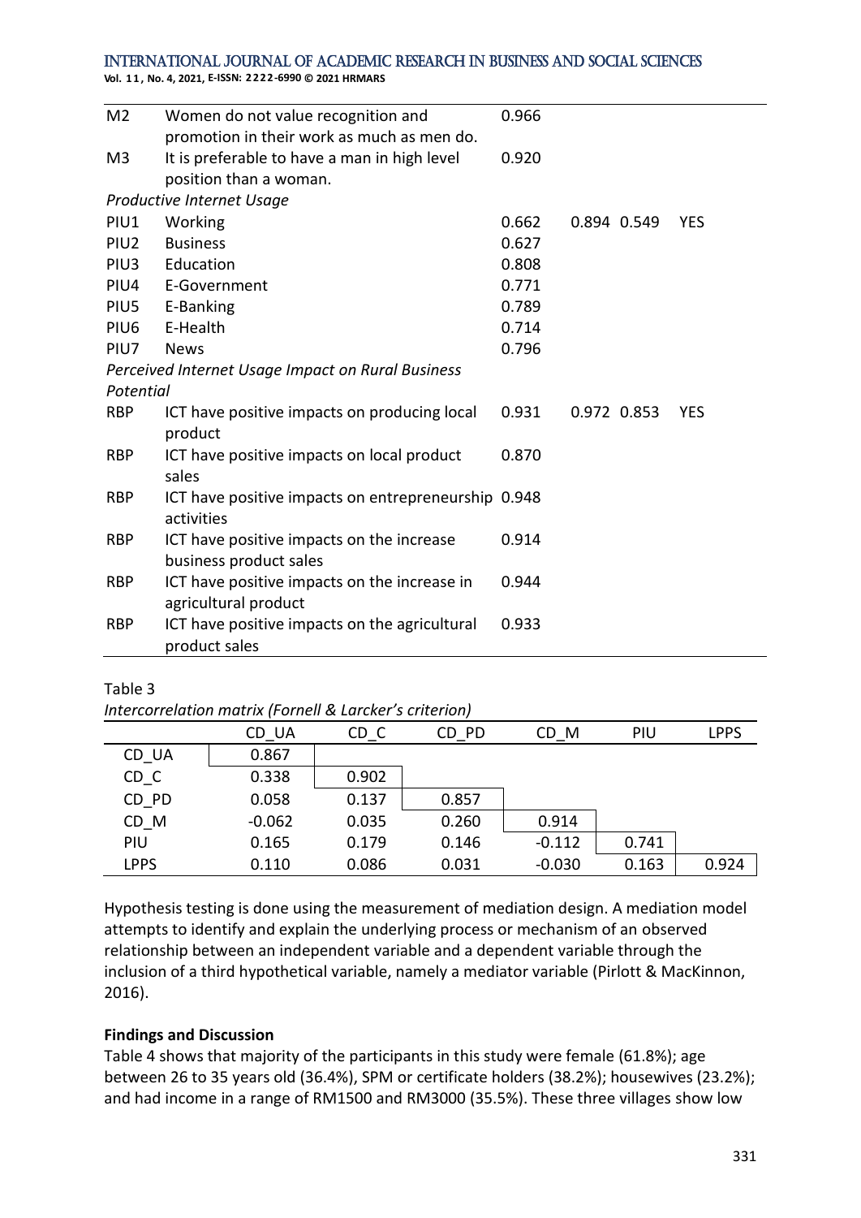| | | | | | |
|---|---|---|---|---|---|
| M2 | Women do not value recognition and promotion in their work as much as men do. | 0.966 | | | |
| M3 | It is preferable to have a man in high level position than a woman. | 0.920 | | | |
| *Productive Internet Usage* | | | | | |
| PIU1 | Working | 0.662 | 0.894 | 0.549 | YES |
| PIU2 | Business | 0.627 | | | |
| PIU3 | Education | 0.808 | | | |
| PIU4 | E-Government | 0.771 | | | |
| PIU5 | E-Banking | 0.789 | | | |
| PIU6 | E-Health | 0.714 | | | |
| PIU7 | News | 0.796 | | | |
| *Perceived Internet Usage Impact on Rural Business Potential* | | | | | |
| RBP | ICT have positive impacts on producing local product | 0.931 | 0.972 | 0.853 | YES |
| RBP | ICT have positive impacts on local product sales | 0.870 | | | |
| RBP | ICT have positive impacts on entrepreneurship activities | 0.948 | | | |
| RBP | ICT have positive impacts on the increase business product sales | 0.914 | | | |
| RBP | ICT have positive impacts on the increase in agricultural product | 0.944 | | | |
| RBP | ICT have positive impacts on the agricultural product sales | 0.933 | | | |

Table 3

*Intercorrelation matrix (Fornell & Larcker's criterion)*

| | CD_UA | CD_C | CD_PD | CD_M | PIU | LPPS |
|---|---|---|---|---|---|---|
| CD_UA | 0.867 | | | | | |
| CD_C | 0.338 | 0.902 | | | | |
| CD_PD | 0.058 | 0.137 | 0.857 | | | |
| CD_M | -0.062 | 0.035 | 0.260 | 0.914 | | |
| PIU | 0.165 | 0.179 | 0.146 | -0.112 | 0.741 | |
| LPPS | 0.110 | 0.086 | 0.031 | -0.030 | 0.163 | 0.924 |

Hypothesis testing is done using the measurement of mediation design. A mediation model attempts to identify and explain the underlying process or mechanism of an observed relationship between an independent variable and a dependent variable through the inclusion of a third hypothetical variable, namely a mediator variable (Pirlott & MacKinnon, 2016).

**Findings and Discussion**

Table 4 shows that majority of the participants in this study were female (61.8%); age between 26 to 35 years old (36.4%), SPM or certificate holders (38.2%); housewives (23.2%); and had income in a range of RM1500 and RM3000 (35.5%). These three villages show low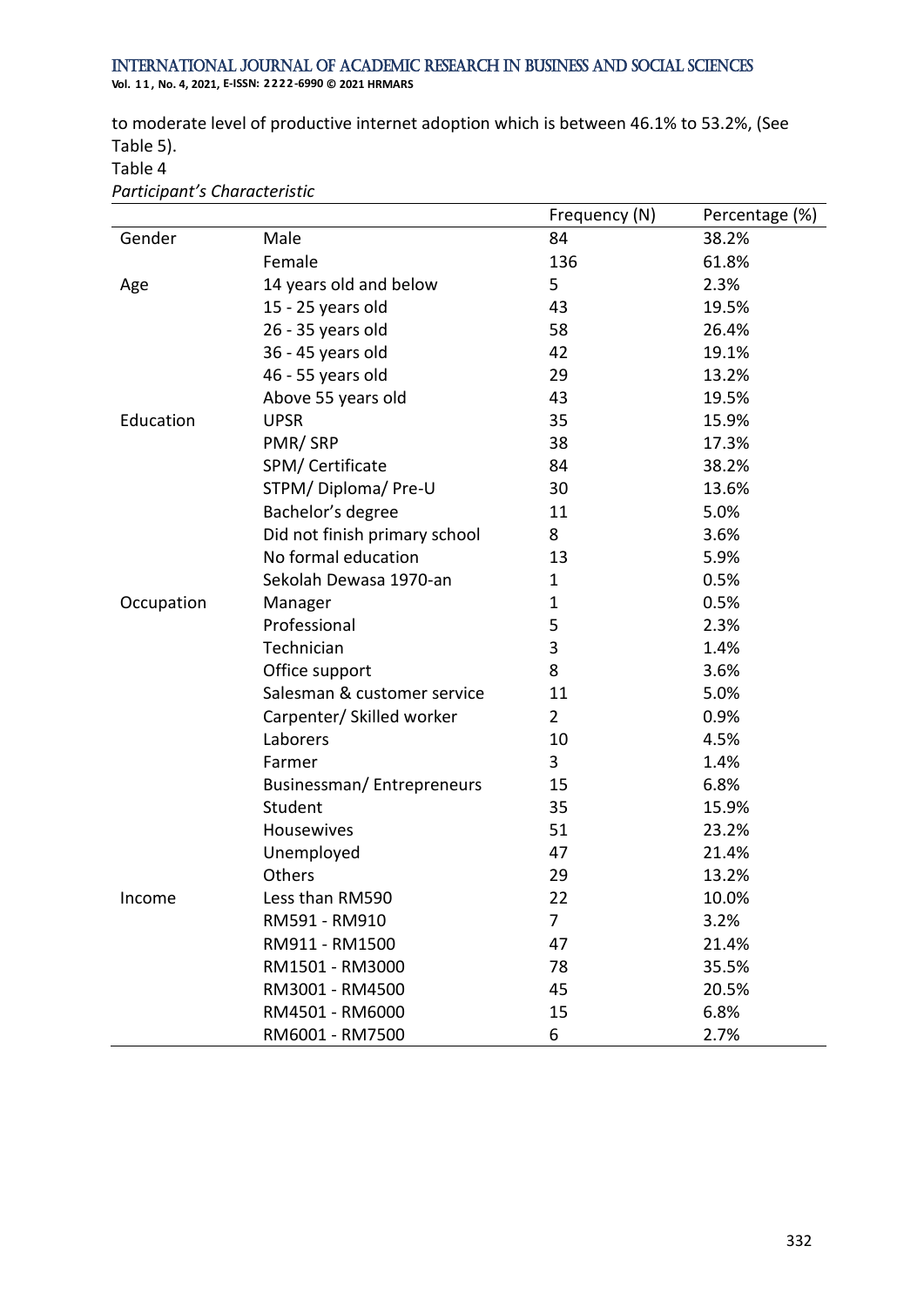to moderate level of productive internet adoption which is between 46.1% to 53.2%, (See Table 5).

Table 4

*Participant's Characteristic*

| | | Frequency (N) | Percentage (%) |
|---|---|---|---|
| Gender | Male | 84 | 38.2% |
| | Female | 136 | 61.8% |
| Age | 14 years old and below | 5 | 2.3% |
| | 15 - 25 years old | 43 | 19.5% |
| | 26 - 35 years old | 58 | 26.4% |
| | 36 - 45 years old | 42 | 19.1% |
| | 46 - 55 years old | 29 | 13.2% |
| | Above 55 years old | 43 | 19.5% |
| Education | UPSR | 35 | 15.9% |
| | PMR/ SRP | 38 | 17.3% |
| | SPM/ Certificate | 84 | 38.2% |
| | STPM/ Diploma/ Pre-U | 30 | 13.6% |
| | Bachelor's degree | 11 | 5.0% |
| | Did not finish primary school | 8 | 3.6% |
| | No formal education | 13 | 5.9% |
| | Sekolah Dewasa 1970-an | 1 | 0.5% |
| Occupation | Manager | 1 | 0.5% |
| | Professional | 5 | 2.3% |
| | Technician | 3 | 1.4% |
| | Office support | 8 | 3.6% |
| | Salesman & customer service | 11 | 5.0% |
| | Carpenter/ Skilled worker | 2 | 0.9% |
| | Laborers | 10 | 4.5% |
| | Farmer | 3 | 1.4% |
| | Businessman/ Entrepreneurs | 15 | 6.8% |
| | Student | 35 | 15.9% |
| | Housewives | 51 | 23.2% |
| | Unemployed | 47 | 21.4% |
| | Others | 29 | 13.2% |
| Income | Less than RM590 | 22 | 10.0% |
| | RM591 - RM910 | 7 | 3.2% |
| | RM911 - RM1500 | 47 | 21.4% |
| | RM1501 - RM3000 | 78 | 35.5% |
| | RM3001 - RM4500 | 45 | 20.5% |
| | RM4501 - RM6000 | 15 | 6.8% |
| | RM6001 - RM7500 | 6 | 2.7% |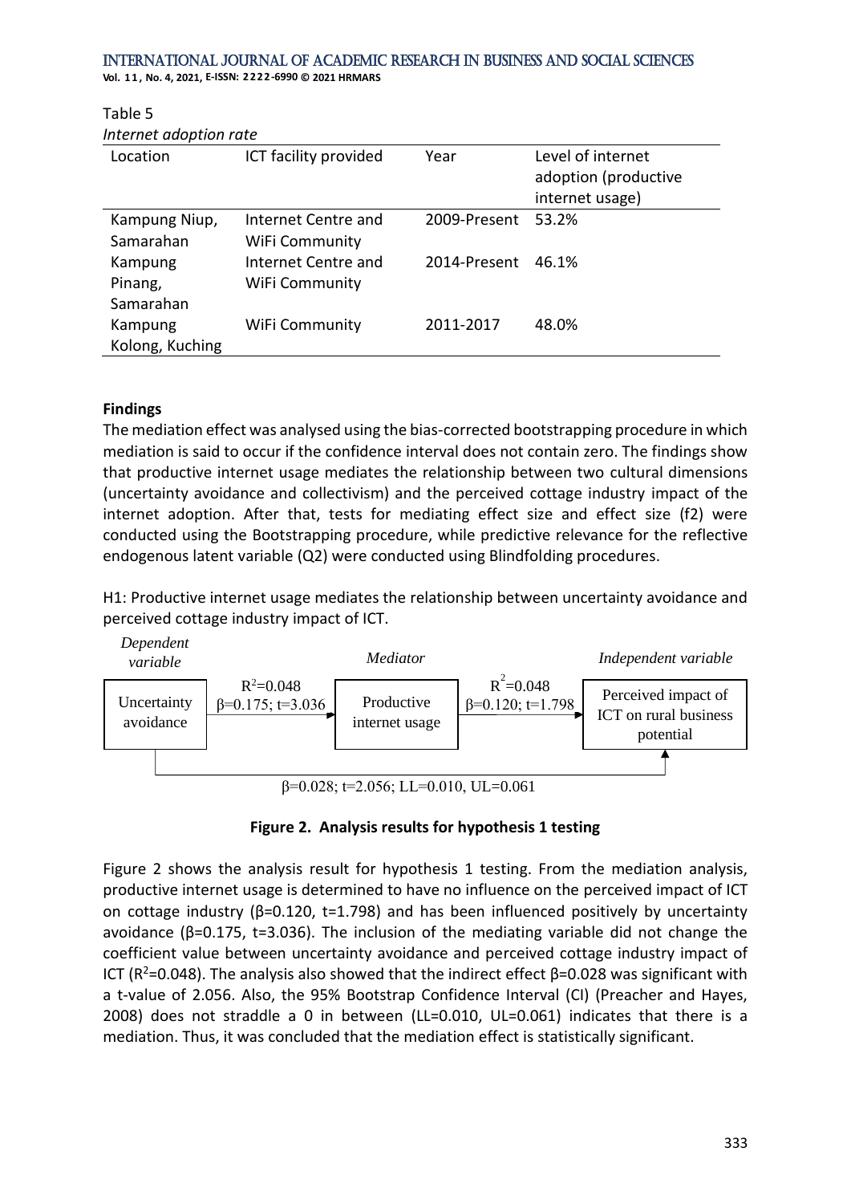Table 5

*Internet adoption rate*

| Location | ICT facility provided | Year | Level of internet adoption (productive internet usage) |
|---|---|---|---|
| Kampung Niup, Samarahan | Internet Centre and WiFi Community | 2009-Present | 53.2% |
| Kampung Pinang, Samarahan | Internet Centre and WiFi Community | 2014-Present | 46.1% |
| Kampung Kolong, Kuching | WiFi Community | 2011-2017 | 48.0% |

**Findings**

The mediation effect was analysed using the bias-corrected bootstrapping procedure in which mediation is said to occur if the confidence interval does not contain zero. The findings show that productive internet usage mediates the relationship between two cultural dimensions (uncertainty avoidance and collectivism) and the perceived cottage industry impact of the internet adoption. After that, tests for mediating effect size and effect size (f2) were conducted using the Bootstrapping procedure, while predictive relevance for the reflective endogenous latent variable (Q2) were conducted using Blindfolding procedures.

H1: Productive internet usage mediates the relationship between uncertainty avoidance and perceived cottage industry impact of ICT.

*Dependent variable* — Uncertainty avoidance → ($R^2$=0.048; β=0.175; t=3.036) → *Mediator* — Productive internet usage → ($R^2$=0.048; β=0.120; t=1.798) → *Independent variable* — Perceived impact of ICT on rural business potential

Uncertainty avoidance → Perceived impact of ICT on rural business potential: β=0.028; t=2.056; LL=0.010, UL=0.061

**Figure 2. Analysis results for hypothesis 1 testing**

Figure 2 shows the analysis result for hypothesis 1 testing. From the mediation analysis, productive internet usage is determined to have no influence on the perceived impact of ICT on cottage industry (β=0.120, t=1.798) and has been influenced positively by uncertainty avoidance (β=0.175, t=3.036). The inclusion of the mediating variable did not change the coefficient value between uncertainty avoidance and perceived cottage industry impact of ICT ($R^2$=0.048). The analysis also showed that the indirect effect β=0.028 was significant with a t-value of 2.056. Also, the 95% Bootstrap Confidence Interval (CI) (Preacher and Hayes, 2008) does not straddle a 0 in between (LL=0.010, UL=0.061) indicates that there is a mediation. Thus, it was concluded that the mediation effect is statistically significant.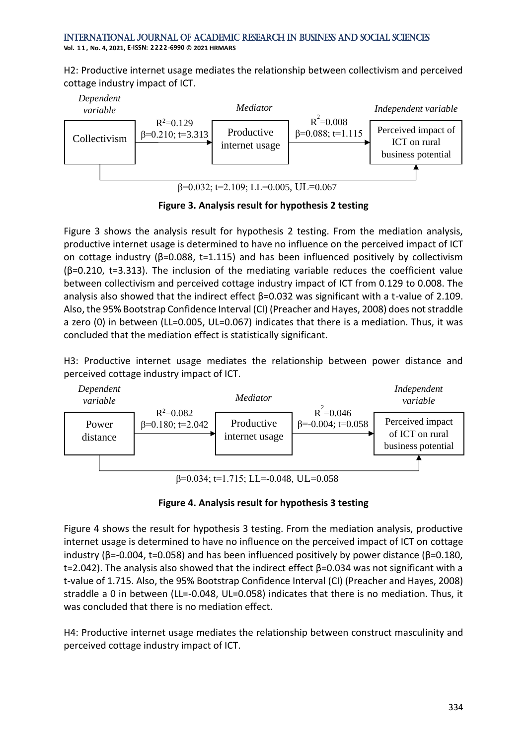H2: Productive internet usage mediates the relationship between collectivism and perceived cottage industry impact of ICT.

| *Dependent variable* | | *Mediator* | | *Independent variable* |
|---|---|---|---|---|
| Collectivism | $R^2$=0.129; β=0.210; t=3.313 → | Productive internet usage | $R^2$=0.008; β=0.088; t=1.115 → | Perceived impact of ICT on rural business potential |

Collectivism → Perceived impact of ICT on rural business potential: β=0.032; t=2.109; LL=0.005, UL=0.067

**Figure 3. Analysis result for hypothesis 2 testing**

Figure 3 shows the analysis result for hypothesis 2 testing. From the mediation analysis, productive internet usage is determined to have no influence on the perceived impact of ICT on cottage industry (β=0.088, t=1.115) and has been influenced positively by collectivism (β=0.210, t=3.313). The inclusion of the mediating variable reduces the coefficient value between collectivism and perceived cottage industry impact of ICT from 0.129 to 0.008. The analysis also showed that the indirect effect β=0.032 was significant with a t-value of 2.109. Also, the 95% Bootstrap Confidence Interval (CI) (Preacher and Hayes, 2008) does not straddle a zero (0) in between (LL=0.005, UL=0.067) indicates that there is a mediation. Thus, it was concluded that the mediation effect is statistically significant.

H3: Productive internet usage mediates the relationship between power distance and perceived cottage industry impact of ICT.

| *Dependent variable* | | *Mediator* | | *Independent variable* |
|---|---|---|---|---|
| Power distance | $R^2$=0.082; β=0.180; t=2.042 → | Productive internet usage | $R^2$=0.046; β=-0.004; t=0.058 → | Perceived impact of ICT on rural business potential |

Power distance → Perceived impact of ICT on rural business potential: β=0.034; t=1.715; LL=-0.048, UL=0.058

**Figure 4. Analysis result for hypothesis 3 testing**

Figure 4 shows the result for hypothesis 3 testing. From the mediation analysis, productive internet usage is determined to have no influence on the perceived impact of ICT on cottage industry (β=-0.004, t=0.058) and has been influenced positively by power distance (β=0.180, t=2.042). The analysis also showed that the indirect effect β=0.034 was not significant with a t-value of 1.715. Also, the 95% Bootstrap Confidence Interval (CI) (Preacher and Hayes, 2008) straddle a 0 in between (LL=-0.048, UL=0.058) indicates that there is no mediation. Thus, it was concluded that there is no mediation effect.

H4: Productive internet usage mediates the relationship between construct masculinity and perceived cottage industry impact of ICT.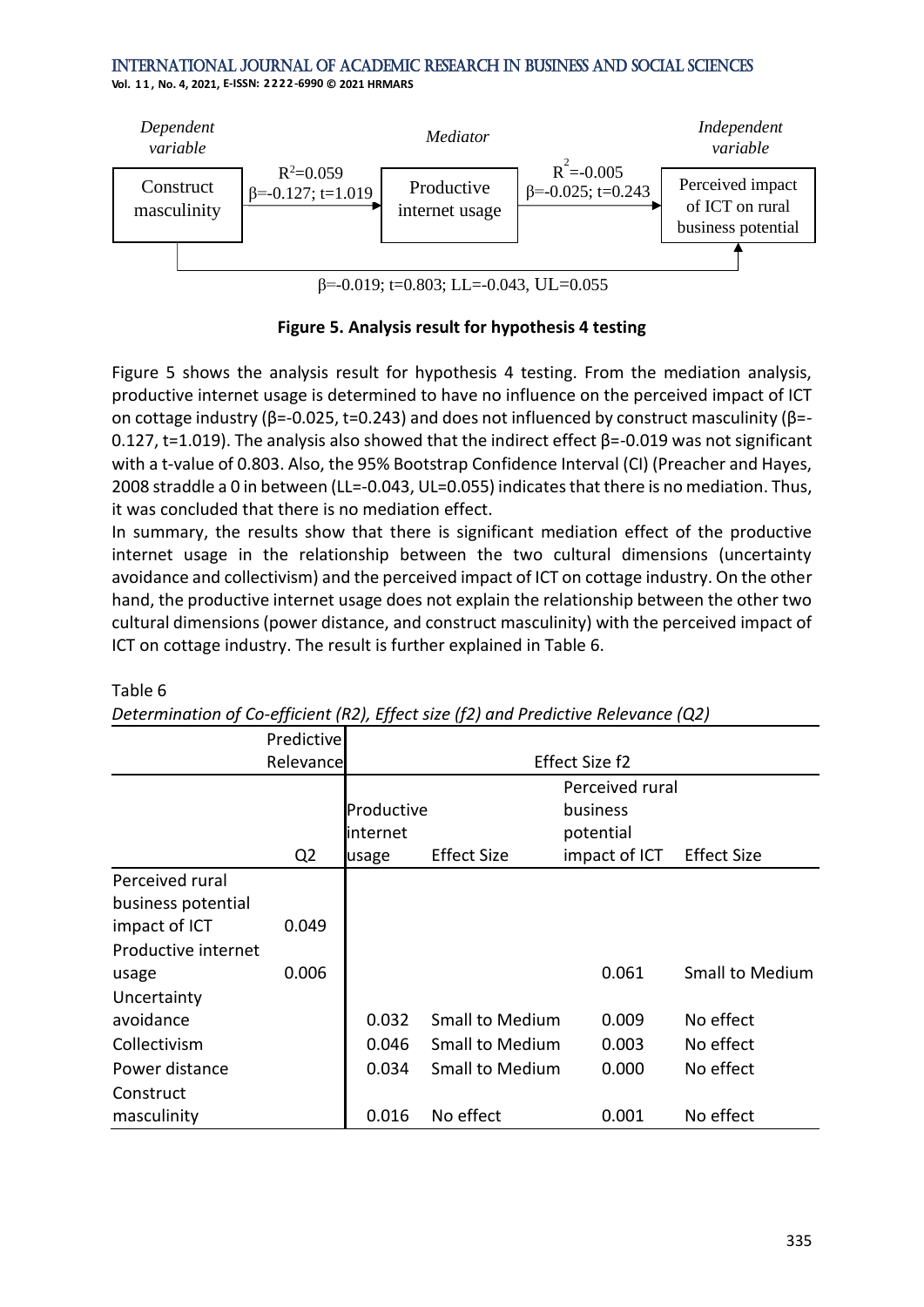Dependent variable: Construct masculinity

Mediator: Productive internet usage

Independent variable: Perceived impact of ICT on rural business potential

Construct masculinity → Productive internet usage: $R^2$=0.059; β=-0.127; t=1.019

Productive internet usage → Perceived impact of ICT on rural business potential: $R^2$=-0.005; β=-0.025; t=0.243

Construct masculinity → Perceived impact of ICT on rural business potential: β=-0.019; t=0.803; LL=-0.043, UL=0.055

**Figure 5. Analysis result for hypothesis 4 testing**

Figure 5 shows the analysis result for hypothesis 4 testing. From the mediation analysis, productive internet usage is determined to have no influence on the perceived impact of ICT on cottage industry (β=-0.025, t=0.243) and does not influenced by construct masculinity (β=-0.127, t=1.019). The analysis also showed that the indirect effect β=-0.019 was not significant with a t-value of 0.803. Also, the 95% Bootstrap Confidence Interval (CI) (Preacher and Hayes, 2008 straddle a 0 in between (LL=-0.043, UL=0.055) indicates that there is no mediation. Thus, it was concluded that there is no mediation effect.

In summary, the results show that there is significant mediation effect of the productive internet usage in the relationship between the two cultural dimensions (uncertainty avoidance and collectivism) and the perceived impact of ICT on cottage industry. On the other hand, the productive internet usage does not explain the relationship between the other two cultural dimensions (power distance, and construct masculinity) with the perceived impact of ICT on cottage industry. The result is further explained in Table 6.

Table 6

*Determination of Co-efficient (R2), Effect size (f2) and Predictive Relevance (Q2)*

| | Predictive Relevance | Effect Size f2 | | | |
|---|---|---|---|---|---|
| | Q2 | Productive internet usage | Effect Size | Perceived rural business potential impact of ICT | Effect Size |
| Perceived rural business potential impact of ICT | 0.049 | | | | |
| Productive internet usage | 0.006 | | | 0.061 | Small to Medium |
| Uncertainty avoidance | | 0.032 | Small to Medium | 0.009 | No effect |
| Collectivism | | 0.046 | Small to Medium | 0.003 | No effect |
| Power distance | | 0.034 | Small to Medium | 0.000 | No effect |
| Construct masculinity | | 0.016 | No effect | 0.001 | No effect |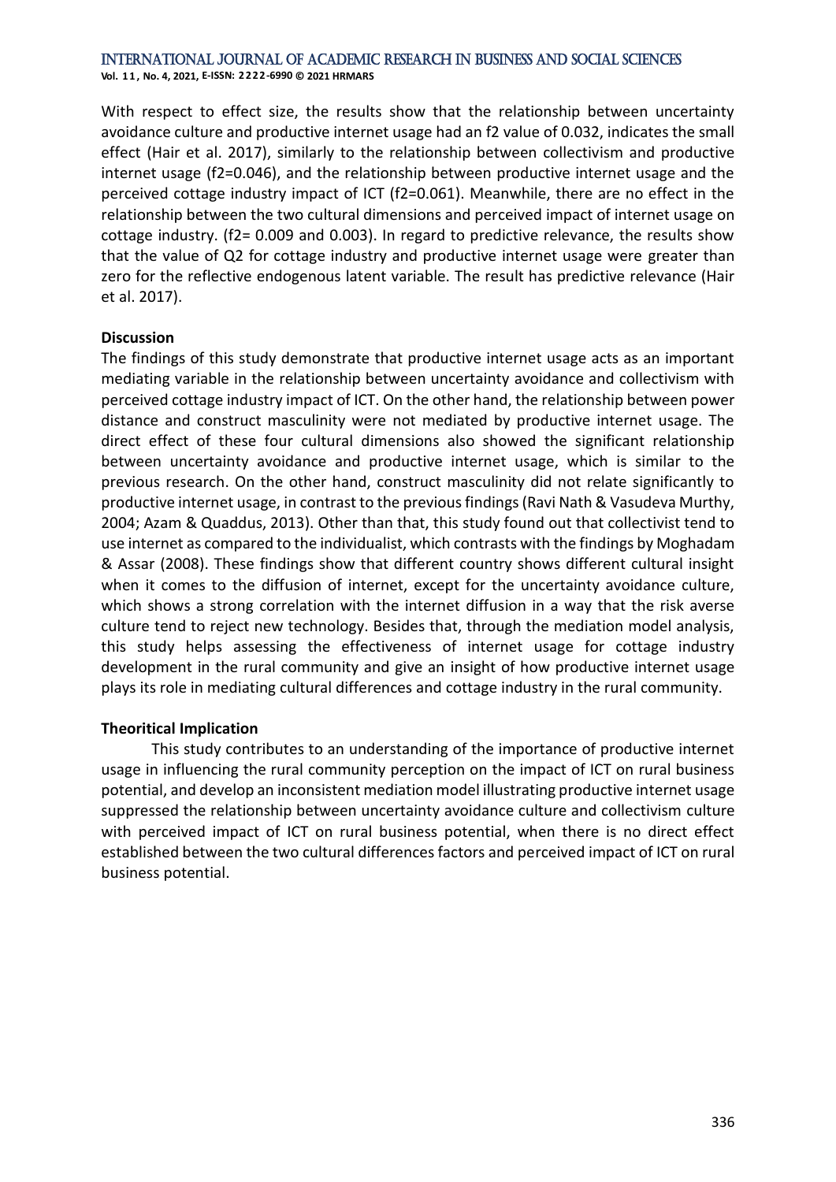With respect to effect size, the results show that the relationship between uncertainty avoidance culture and productive internet usage had an f2 value of 0.032, indicates the small effect (Hair et al. 2017), similarly to the relationship between collectivism and productive internet usage (f2=0.046), and the relationship between productive internet usage and the perceived cottage industry impact of ICT (f2=0.061). Meanwhile, there are no effect in the relationship between the two cultural dimensions and perceived impact of internet usage on cottage industry. (f2= 0.009 and 0.003). In regard to predictive relevance, the results show that the value of Q2 for cottage industry and productive internet usage were greater than zero for the reflective endogenous latent variable. The result has predictive relevance (Hair et al. 2017).

**Discussion**

The findings of this study demonstrate that productive internet usage acts as an important mediating variable in the relationship between uncertainty avoidance and collectivism with perceived cottage industry impact of ICT. On the other hand, the relationship between power distance and construct masculinity were not mediated by productive internet usage. The direct effect of these four cultural dimensions also showed the significant relationship between uncertainty avoidance and productive internet usage, which is similar to the previous research. On the other hand, construct masculinity did not relate significantly to productive internet usage, in contrast to the previous findings (Ravi Nath & Vasudeva Murthy, 2004; Azam & Quaddus, 2013). Other than that, this study found out that collectivist tend to use internet as compared to the individualist, which contrasts with the findings by Moghadam & Assar (2008). These findings show that different country shows different cultural insight when it comes to the diffusion of internet, except for the uncertainty avoidance culture, which shows a strong correlation with the internet diffusion in a way that the risk averse culture tend to reject new technology. Besides that, through the mediation model analysis, this study helps assessing the effectiveness of internet usage for cottage industry development in the rural community and give an insight of how productive internet usage plays its role in mediating cultural differences and cottage industry in the rural community.

**Theoritical Implication**

This study contributes to an understanding of the importance of productive internet usage in influencing the rural community perception on the impact of ICT on rural business potential, and develop an inconsistent mediation model illustrating productive internet usage suppressed the relationship between uncertainty avoidance culture and collectivism culture with perceived impact of ICT on rural business potential, when there is no direct effect established between the two cultural differences factors and perceived impact of ICT on rural business potential.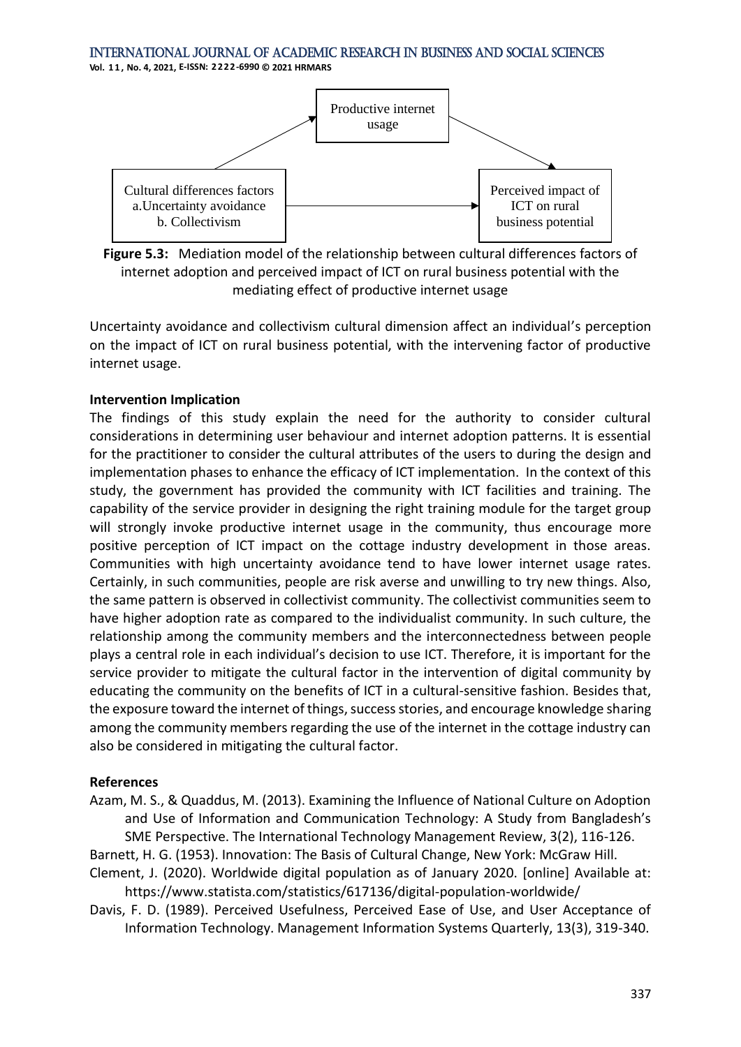Productive internet usage

Cultural differences factors
a.Uncertainty avoidance
b. Collectivism

Perceived impact of ICT on rural business potential

**Figure 5.3:** Mediation model of the relationship between cultural differences factors of internet adoption and perceived impact of ICT on rural business potential with the mediating effect of productive internet usage

Uncertainty avoidance and collectivism cultural dimension affect an individual's perception on the impact of ICT on rural business potential, with the intervening factor of productive internet usage.

**Intervention Implication**

The findings of this study explain the need for the authority to consider cultural considerations in determining user behaviour and internet adoption patterns. It is essential for the practitioner to consider the cultural attributes of the users to during the design and implementation phases to enhance the efficacy of ICT implementation. In the context of this study, the government has provided the community with ICT facilities and training. The capability of the service provider in designing the right training module for the target group will strongly invoke productive internet usage in the community, thus encourage more positive perception of ICT impact on the cottage industry development in those areas. Communities with high uncertainty avoidance tend to have lower internet usage rates. Certainly, in such communities, people are risk averse and unwilling to try new things. Also, the same pattern is observed in collectivist community. The collectivist communities seem to have higher adoption rate as compared to the individualist community. In such culture, the relationship among the community members and the interconnectedness between people plays a central role in each individual's decision to use ICT. Therefore, it is important for the service provider to mitigate the cultural factor in the intervention of digital community by educating the community on the benefits of ICT in a cultural-sensitive fashion. Besides that, the exposure toward the internet of things, success stories, and encourage knowledge sharing among the community members regarding the use of the internet in the cottage industry can also be considered in mitigating the cultural factor.

**References**

Azam, M. S., & Quaddus, M. (2013). Examining the Influence of National Culture on Adoption and Use of Information and Communication Technology: A Study from Bangladesh's SME Perspective. The International Technology Management Review, 3(2), 116-126.

Barnett, H. G. (1953). Innovation: The Basis of Cultural Change, New York: McGraw Hill.

Clement, J. (2020). Worldwide digital population as of January 2020. [online] Available at: https://www.statista.com/statistics/617136/digital-population-worldwide/

Davis, F. D. (1989). Perceived Usefulness, Perceived Ease of Use, and User Acceptance of Information Technology. Management Information Systems Quarterly, 13(3), 319-340.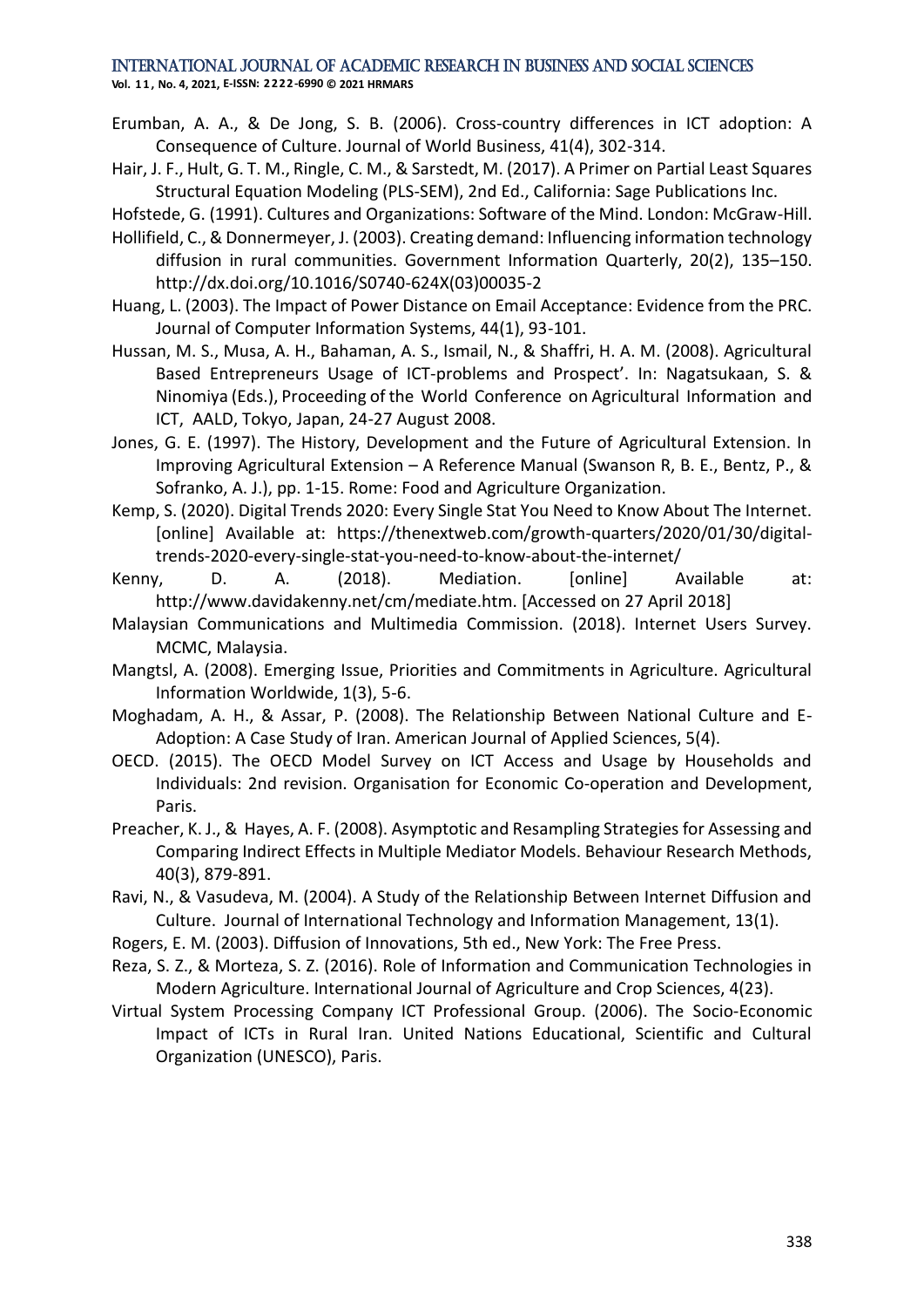Erumban, A. A., & De Jong, S. B. (2006). Cross-country differences in ICT adoption: A Consequence of Culture. Journal of World Business, 41(4), 302-314.

Hair, J. F., Hult, G. T. M., Ringle, C. M., & Sarstedt, M. (2017). A Primer on Partial Least Squares Structural Equation Modeling (PLS-SEM), 2nd Ed., California: Sage Publications Inc.

Hofstede, G. (1991). Cultures and Organizations: Software of the Mind. London: McGraw-Hill.

Hollifield, C., & Donnermeyer, J. (2003). Creating demand: Influencing information technology diffusion in rural communities. Government Information Quarterly, 20(2), 135–150. http://dx.doi.org/10.1016/S0740-624X(03)00035-2

Huang, L. (2003). The Impact of Power Distance on Email Acceptance: Evidence from the PRC. Journal of Computer Information Systems, 44(1), 93-101.

Hussan, M. S., Musa, A. H., Bahaman, A. S., Ismail, N., & Shaffri, H. A. M. (2008). Agricultural Based Entrepreneurs Usage of ICT-problems and Prospect'. In: Nagatsukaan, S. & Ninomiya (Eds.), Proceeding of the World Conference on Agricultural Information and ICT, AALD, Tokyo, Japan, 24-27 August 2008.

Jones, G. E. (1997). The History, Development and the Future of Agricultural Extension. In Improving Agricultural Extension – A Reference Manual (Swanson R, B. E., Bentz, P., & Sofranko, A. J.), pp. 1-15. Rome: Food and Agriculture Organization.

Kemp, S. (2020). Digital Trends 2020: Every Single Stat You Need to Know About The Internet. [online] Available at: https://thenextweb.com/growth-quarters/2020/01/30/digital-trends-2020-every-single-stat-you-need-to-know-about-the-internet/

Kenny, D. A. (2018). Mediation. [online] Available at: http://www.davidakenny.net/cm/mediate.htm. [Accessed on 27 April 2018]

Malaysian Communications and Multimedia Commission. (2018). Internet Users Survey. MCMC, Malaysia.

Mangtsl, A. (2008). Emerging Issue, Priorities and Commitments in Agriculture. Agricultural Information Worldwide, 1(3), 5-6.

Moghadam, A. H., & Assar, P. (2008). The Relationship Between National Culture and E-Adoption: A Case Study of Iran. American Journal of Applied Sciences, 5(4).

OECD. (2015). The OECD Model Survey on ICT Access and Usage by Households and Individuals: 2nd revision. Organisation for Economic Co-operation and Development, Paris.

Preacher, K. J., & Hayes, A. F. (2008). Asymptotic and Resampling Strategies for Assessing and Comparing Indirect Effects in Multiple Mediator Models. Behaviour Research Methods, 40(3), 879-891.

Ravi, N., & Vasudeva, M. (2004). A Study of the Relationship Between Internet Diffusion and Culture. Journal of International Technology and Information Management, 13(1).

Rogers, E. M. (2003). Diffusion of Innovations, 5th ed., New York: The Free Press.

Reza, S. Z., & Morteza, S. Z. (2016). Role of Information and Communication Technologies in Modern Agriculture. International Journal of Agriculture and Crop Sciences, 4(23).

Virtual System Processing Company ICT Professional Group. (2006). The Socio-Economic Impact of ICTs in Rural Iran. United Nations Educational, Scientific and Cultural Organization (UNESCO), Paris.